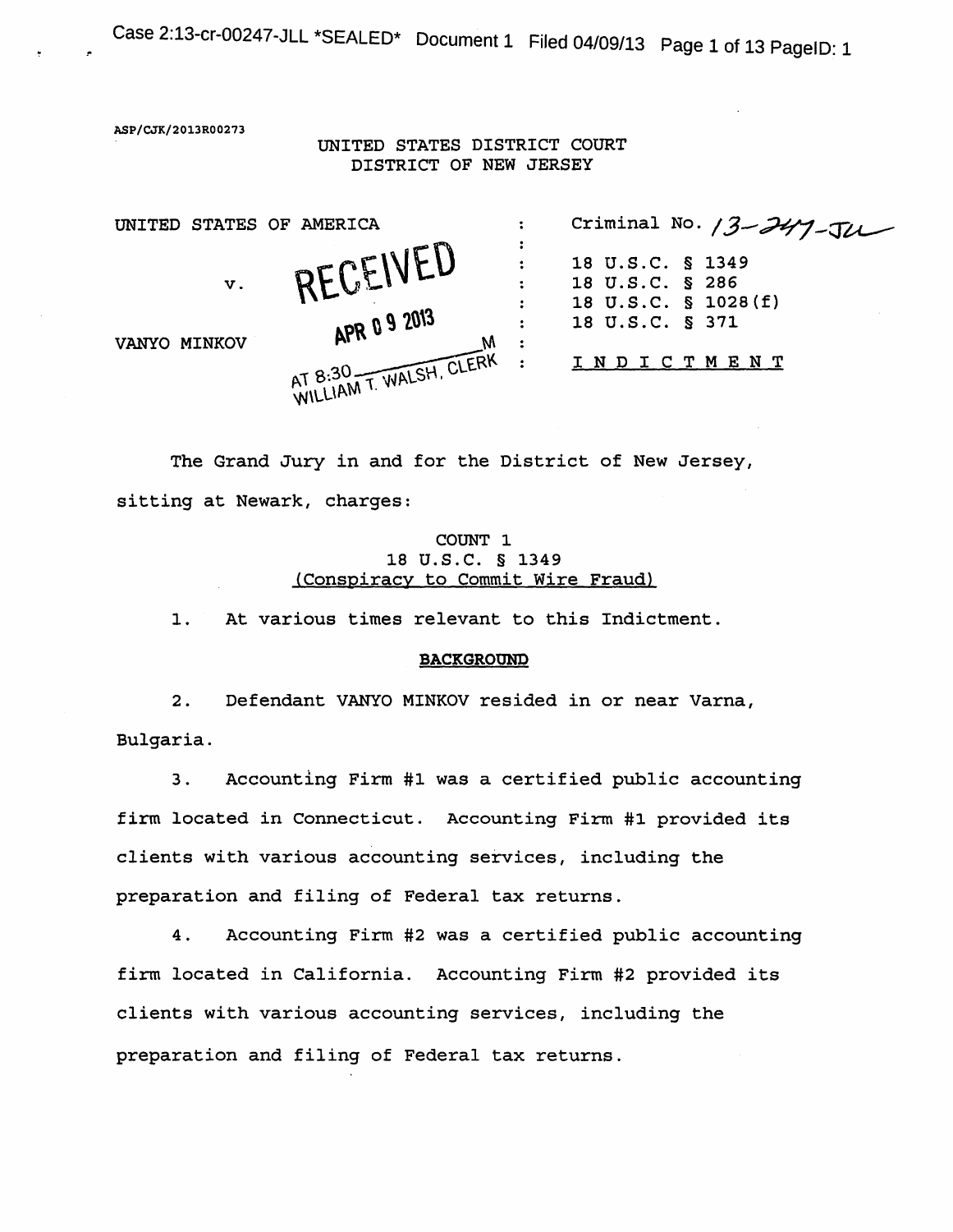ASP/CJK/2013R00273

UNITED STATES DISTRICT COURT
DISTRICT OF NEW JERSEY

| | | |
|---|---|---|
| UNITED STATES OF AMERICA | : | Criminal No. 13-247-JLL |
| | : | |
| v. | : | 18 U.S.C. § 1349 |
| | : | 18 U.S.C. § 286 |
| | : | 18 U.S.C. § 1028(f) |
| | : | 18 U.S.C. § 371 |
| VANYO MINKOV | : | |
| | : | INDICTMENT |

RECEIVED
APR 09 2013
AT 8:30 M
WILLIAM T. WALSH, CLERK

The Grand Jury in and for the District of New Jersey, sitting at Newark, charges:

COUNT 1
18 U.S.C. § 1349
(Conspiracy to Commit Wire Fraud)

1. At various times relevant to this Indictment.

**BACKGROUND**

2. Defendant VANYO MINKOV resided in or near Varna, Bulgaria.

3. Accounting Firm #1 was a certified public accounting firm located in Connecticut. Accounting Firm #1 provided its clients with various accounting services, including the preparation and filing of Federal tax returns.

4. Accounting Firm #2 was a certified public accounting firm located in California. Accounting Firm #2 provided its clients with various accounting services, including the preparation and filing of Federal tax returns.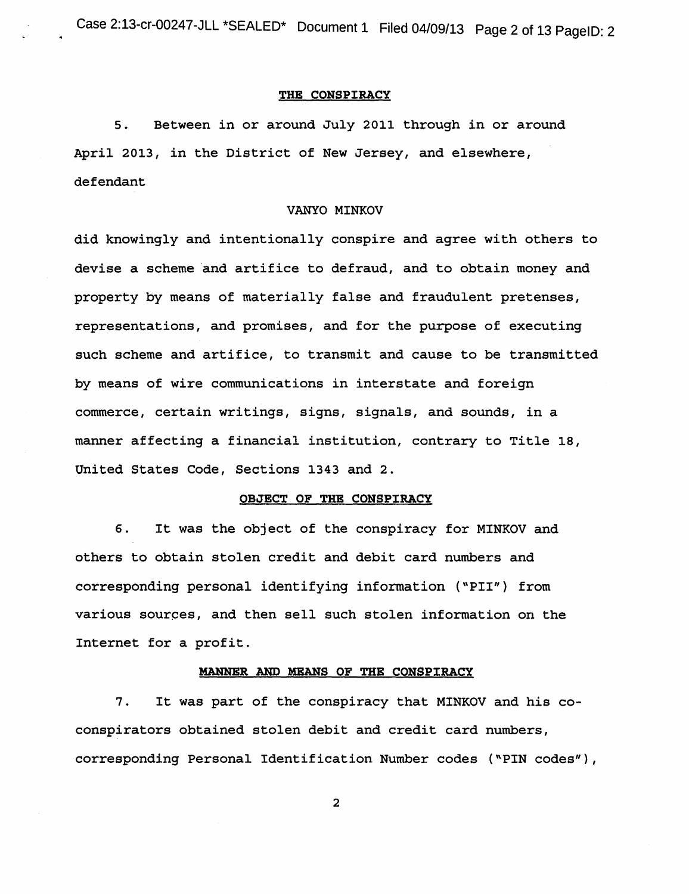## THE CONSPIRACY

5. Between in or around July 2011 through in or around April 2013, in the District of New Jersey, and elsewhere, defendant

VANYO MINKOV

did knowingly and intentionally conspire and agree with others to devise a scheme and artifice to defraud, and to obtain money and property by means of materially false and fraudulent pretenses, representations, and promises, and for the purpose of executing such scheme and artifice, to transmit and cause to be transmitted by means of wire communications in interstate and foreign commerce, certain writings, signs, signals, and sounds, in a manner affecting a financial institution, contrary to Title 18, United States Code, Sections 1343 and 2.

## OBJECT OF THE CONSPIRACY

6. It was the object of the conspiracy for MINKOV and others to obtain stolen credit and debit card numbers and corresponding personal identifying information ("PII") from various sources, and then sell such stolen information on the Internet for a profit.

## MANNER AND MEANS OF THE CONSPIRACY

7. It was part of the conspiracy that MINKOV and his co-conspirators obtained stolen debit and credit card numbers, corresponding Personal Identification Number codes ("PIN codes"),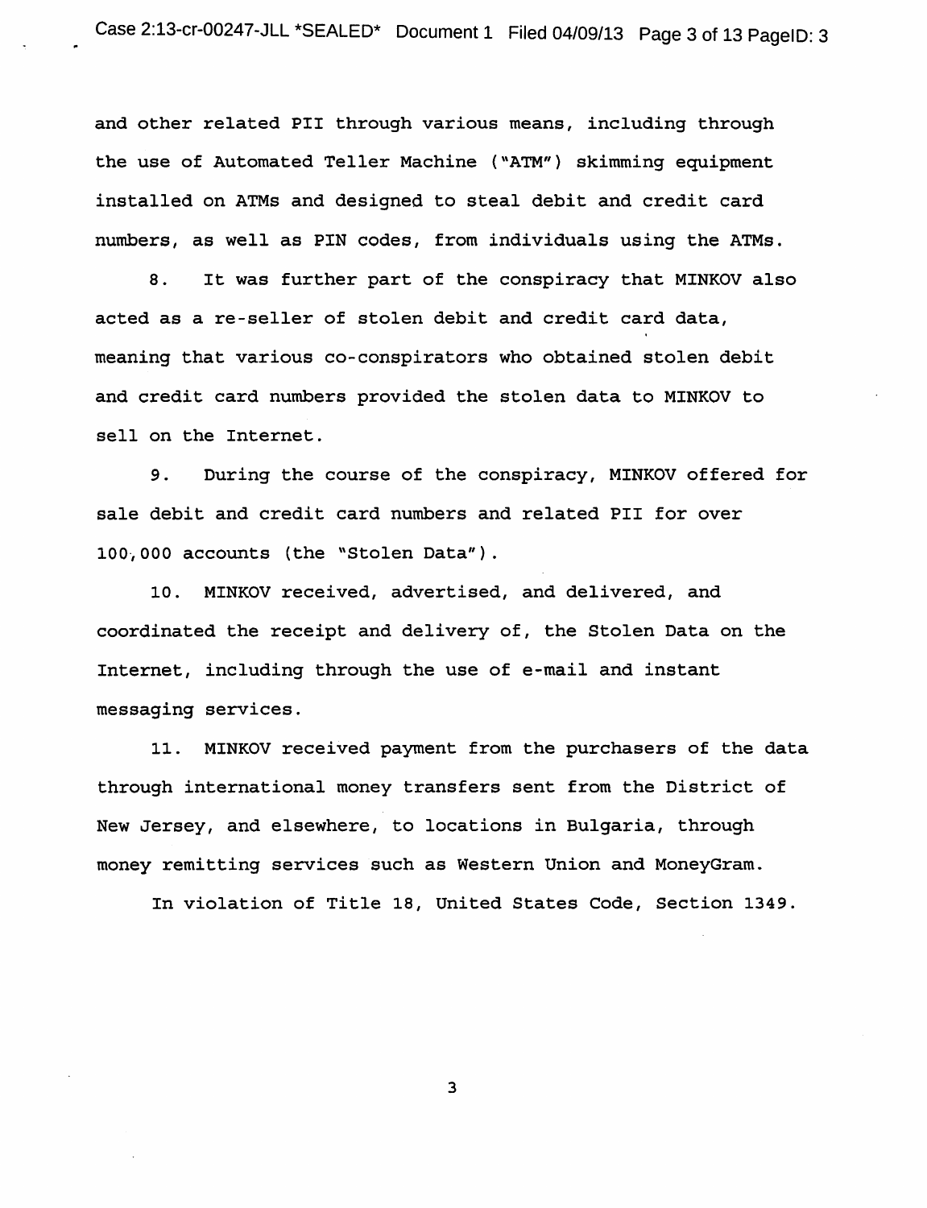and other related PII through various means, including through the use of Automated Teller Machine ("ATM") skimming equipment installed on ATMs and designed to steal debit and credit card numbers, as well as PIN codes, from individuals using the ATMs.

8. It was further part of the conspiracy that MINKOV also acted as a re-seller of stolen debit and credit card data, meaning that various co-conspirators who obtained stolen debit and credit card numbers provided the stolen data to MINKOV to sell on the Internet.

9. During the course of the conspiracy, MINKOV offered for sale debit and credit card numbers and related PII for over 100,000 accounts (the "Stolen Data").

10. MINKOV received, advertised, and delivered, and coordinated the receipt and delivery of, the Stolen Data on the Internet, including through the use of e-mail and instant messaging services.

11. MINKOV received payment from the purchasers of the data through international money transfers sent from the District of New Jersey, and elsewhere, to locations in Bulgaria, through money remitting services such as Western Union and MoneyGram.

In violation of Title 18, United States Code, Section 1349.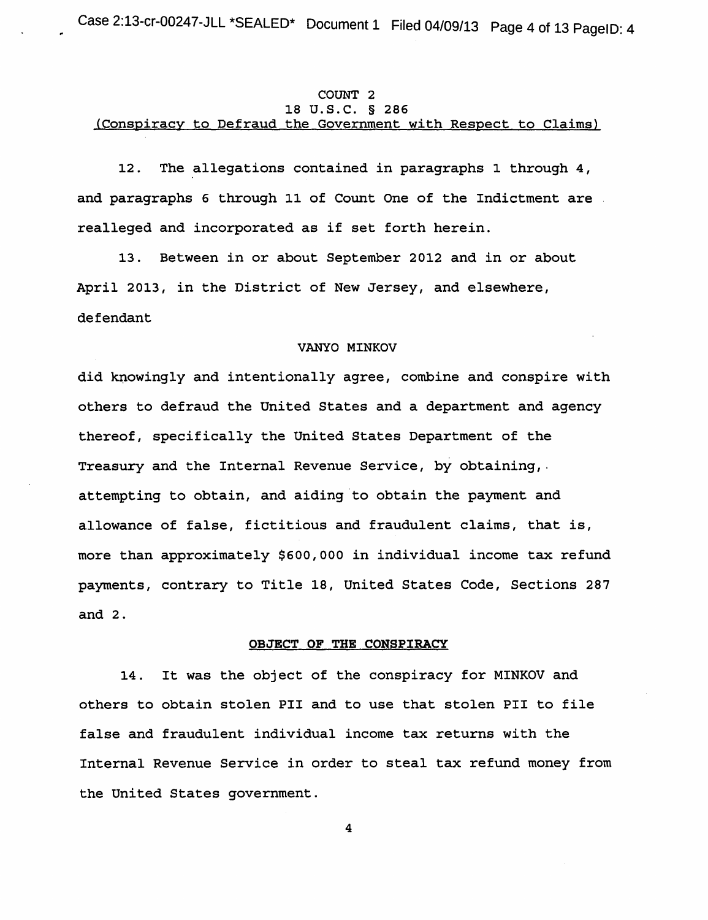COUNT 2
18 U.S.C. § 286
(Conspiracy to Defraud the Government with Respect to Claims)

12. The allegations contained in paragraphs 1 through 4, and paragraphs 6 through 11 of Count One of the Indictment are realleged and incorporated as if set forth herein.

13. Between in or about September 2012 and in or about April 2013, in the District of New Jersey, and elsewhere, defendant

VANYO MINKOV

did knowingly and intentionally agree, combine and conspire with others to defraud the United States and a department and agency thereof, specifically the United States Department of the Treasury and the Internal Revenue Service, by obtaining, attempting to obtain, and aiding to obtain the payment and allowance of false, fictitious and fraudulent claims, that is, more than approximately $600,000 in individual income tax refund payments, contrary to Title 18, United States Code, Sections 287 and 2.

**OBJECT OF THE CONSPIRACY**

14. It was the object of the conspiracy for MINKOV and others to obtain stolen PII and to use that stolen PII to file false and fraudulent individual income tax returns with the Internal Revenue Service in order to steal tax refund money from the United States government.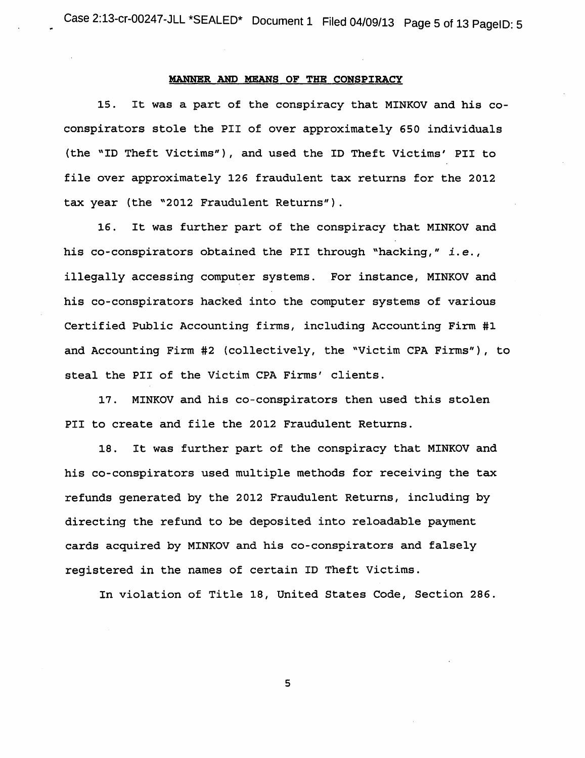## MANNER AND MEANS OF THE CONSPIRACY

15. It was a part of the conspiracy that MINKOV and his co-conspirators stole the PII of over approximately 650 individuals (the "ID Theft Victims"), and used the ID Theft Victims' PII to file over approximately 126 fraudulent tax returns for the 2012 tax year (the "2012 Fraudulent Returns").

16. It was further part of the conspiracy that MINKOV and his co-conspirators obtained the PII through "hacking," *i.e.*, illegally accessing computer systems. For instance, MINKOV and his co-conspirators hacked into the computer systems of various Certified Public Accounting firms, including Accounting Firm #1 and Accounting Firm #2 (collectively, the "Victim CPA Firms"), to steal the PII of the Victim CPA Firms' clients.

17. MINKOV and his co-conspirators then used this stolen PII to create and file the 2012 Fraudulent Returns.

18. It was further part of the conspiracy that MINKOV and his co-conspirators used multiple methods for receiving the tax refunds generated by the 2012 Fraudulent Returns, including by directing the refund to be deposited into reloadable payment cards acquired by MINKOV and his co-conspirators and falsely registered in the names of certain ID Theft Victims.

In violation of Title 18, United States Code, Section 286.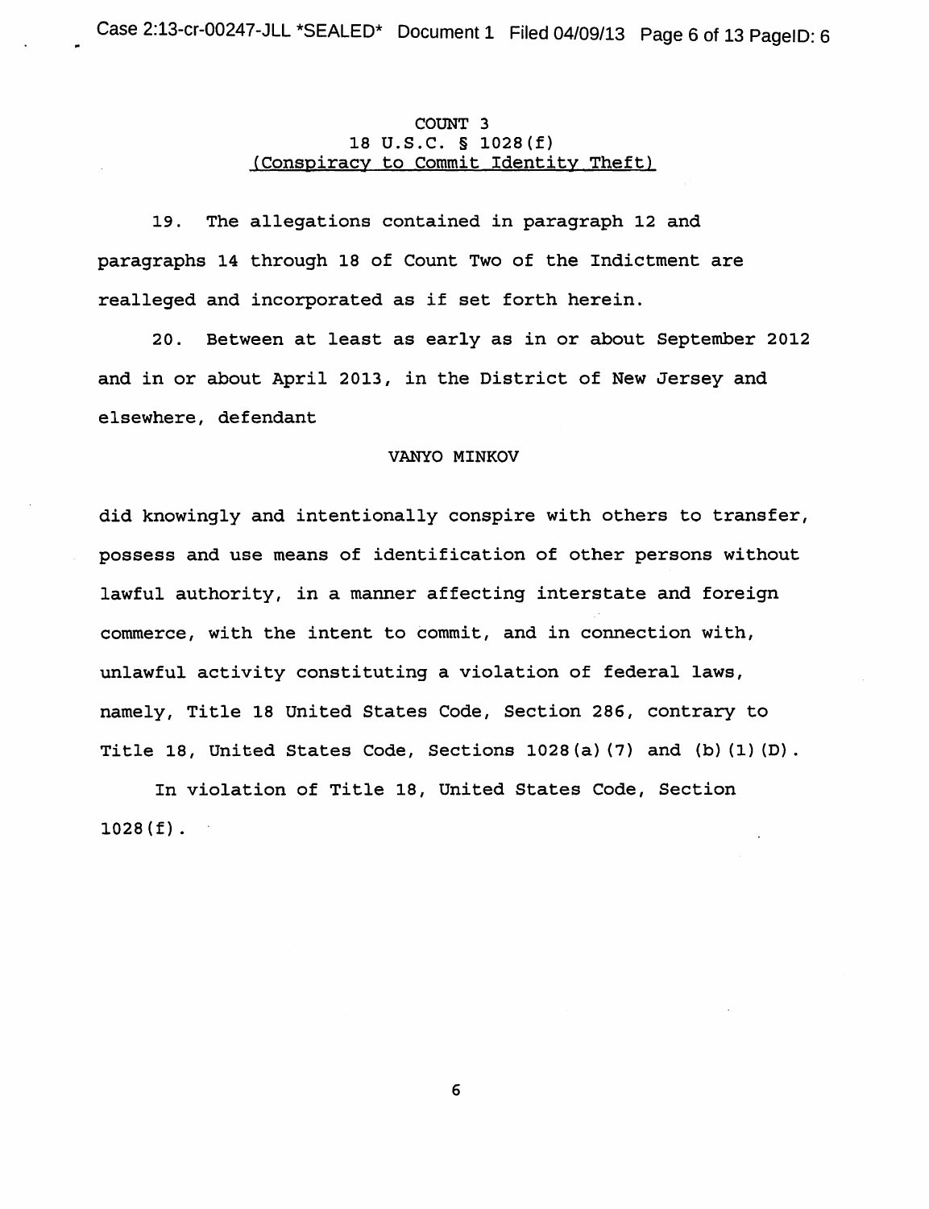## COUNT 3

## 18 U.S.C. § 1028(f)

## (Conspiracy to Commit Identity Theft)

19. The allegations contained in paragraph 12 and paragraphs 14 through 18 of Count Two of the Indictment are realleged and incorporated as if set forth herein.

20. Between at least as early as in or about September 2012 and in or about April 2013, in the District of New Jersey and elsewhere, defendant

VANYO MINKOV

did knowingly and intentionally conspire with others to transfer, possess and use means of identification of other persons without lawful authority, in a manner affecting interstate and foreign commerce, with the intent to commit, and in connection with, unlawful activity constituting a violation of federal laws, namely, Title 18 United States Code, Section 286, contrary to Title 18, United States Code, Sections 1028(a)(7) and (b)(1)(D).

In violation of Title 18, United States Code, Section 1028(f).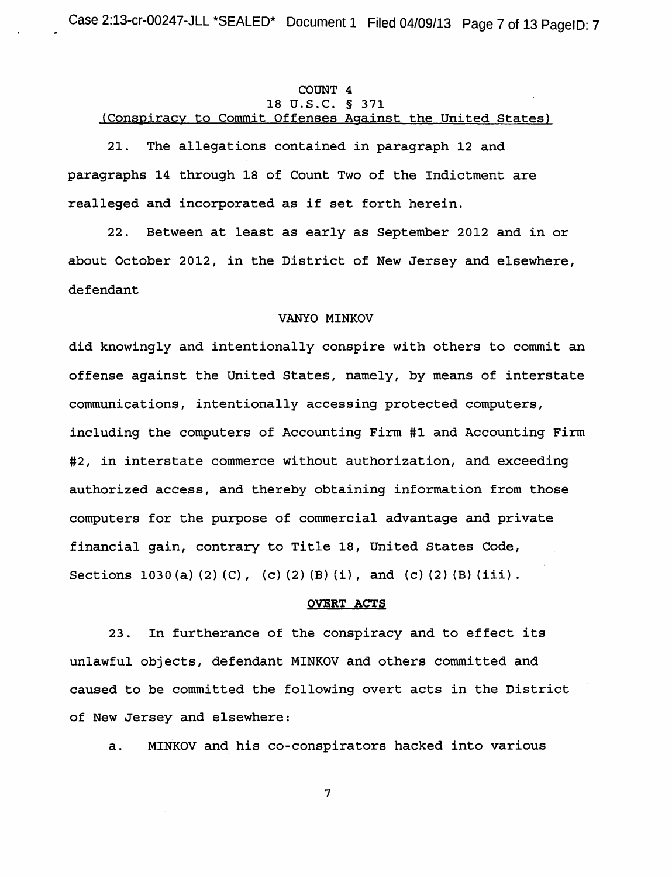COUNT 4
18 U.S.C. § 371
(Conspiracy to Commit Offenses Against the United States)

21. The allegations contained in paragraph 12 and paragraphs 14 through 18 of Count Two of the Indictment are realleged and incorporated as if set forth herein.

22. Between at least as early as September 2012 and in or about October 2012, in the District of New Jersey and elsewhere, defendant

VANYO MINKOV

did knowingly and intentionally conspire with others to commit an offense against the United States, namely, by means of interstate communications, intentionally accessing protected computers, including the computers of Accounting Firm #1 and Accounting Firm #2, in interstate commerce without authorization, and exceeding authorized access, and thereby obtaining information from those computers for the purpose of commercial advantage and private financial gain, contrary to Title 18, United States Code, Sections 1030(a)(2)(C), (c)(2)(B)(i), and (c)(2)(B)(iii).

**OVERT ACTS**

23. In furtherance of the conspiracy and to effect its unlawful objects, defendant MINKOV and others committed and caused to be committed the following overt acts in the District of New Jersey and elsewhere:

a. MINKOV and his co-conspirators hacked into various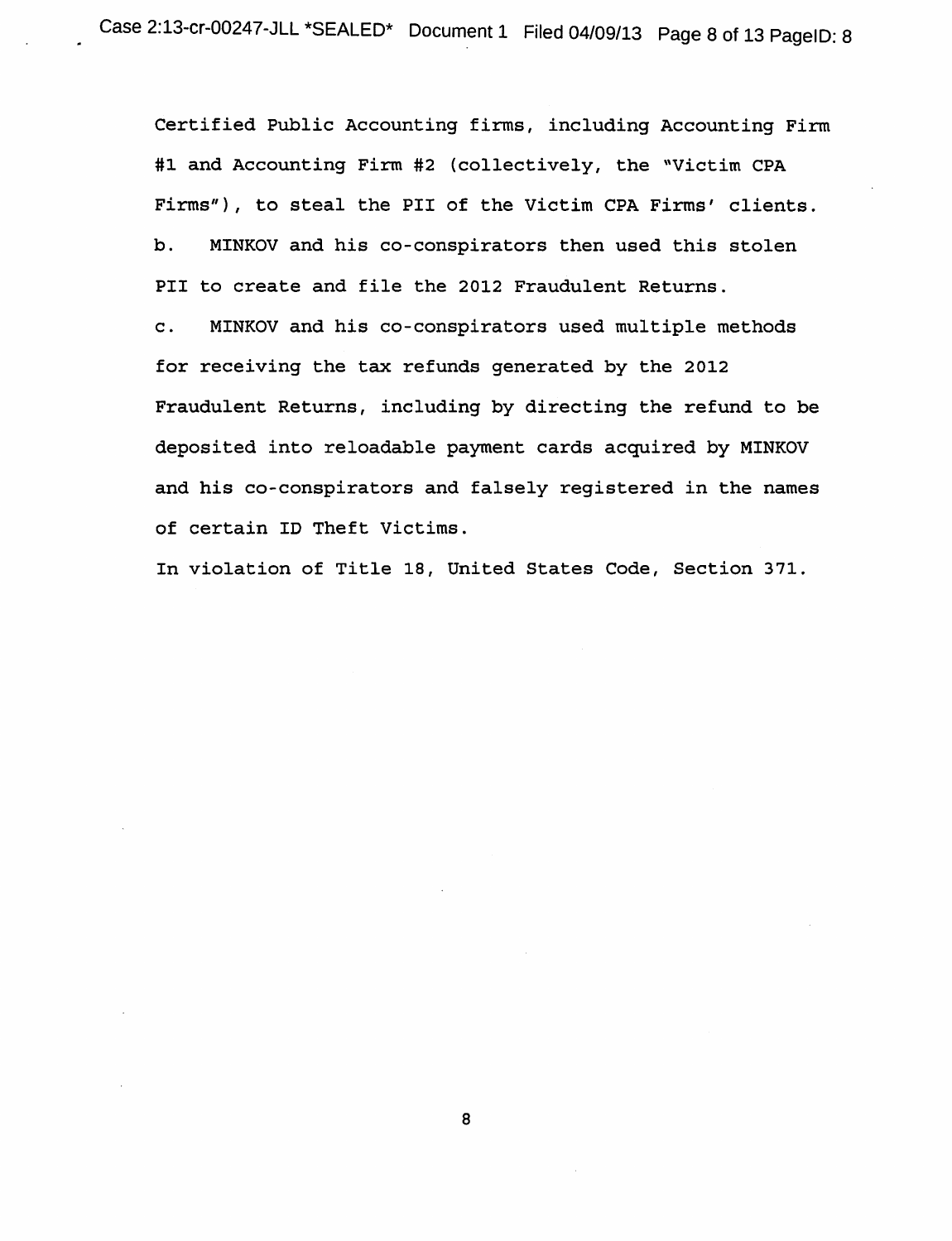Certified Public Accounting firms, including Accounting Firm #1 and Accounting Firm #2 (collectively, the "Victim CPA Firms"), to steal the PII of the Victim CPA Firms' clients.

b. MINKOV and his co-conspirators then used this stolen PII to create and file the 2012 Fraudulent Returns.

c. MINKOV and his co-conspirators used multiple methods for receiving the tax refunds generated by the 2012 Fraudulent Returns, including by directing the refund to be deposited into reloadable payment cards acquired by MINKOV and his co-conspirators and falsely registered in the names of certain ID Theft Victims.

In violation of Title 18, United States Code, Section 371.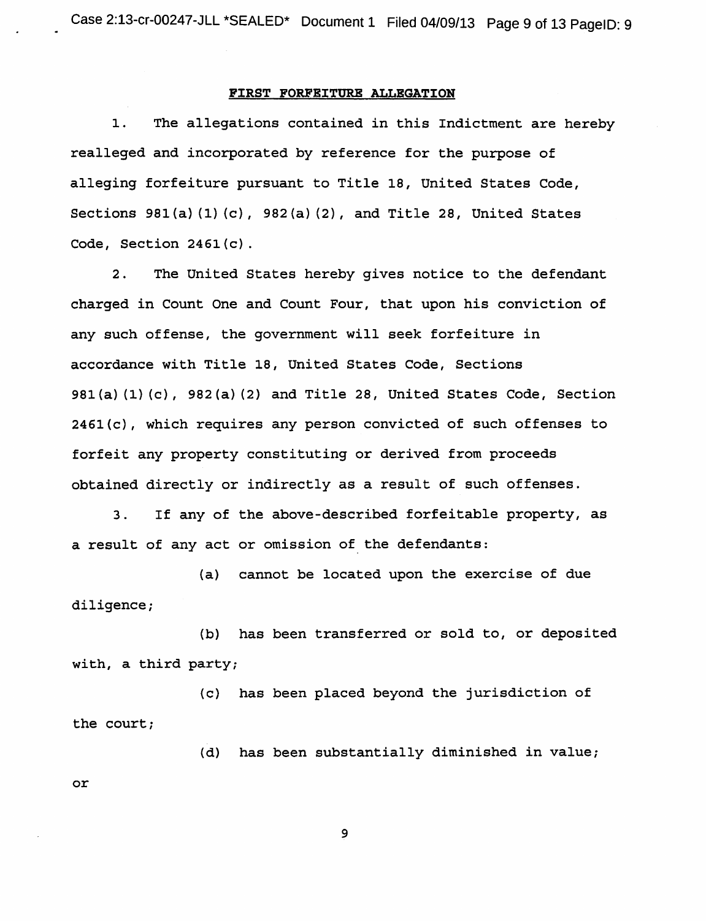## FIRST FORFEITURE ALLEGATION

1. The allegations contained in this Indictment are hereby realleged and incorporated by reference for the purpose of alleging forfeiture pursuant to Title 18, United States Code, Sections 981(a)(1)(c), 982(a)(2), and Title 28, United States Code, Section 2461(c).

2. The United States hereby gives notice to the defendant charged in Count One and Count Four, that upon his conviction of any such offense, the government will seek forfeiture in accordance with Title 18, United States Code, Sections 981(a)(1)(c), 982(a)(2) and Title 28, United States Code, Section 2461(c), which requires any person convicted of such offenses to forfeit any property constituting or derived from proceeds obtained directly or indirectly as a result of such offenses.

3. If any of the above-described forfeitable property, as a result of any act or omission of the defendants:

(a) cannot be located upon the exercise of due diligence;

(b) has been transferred or sold to, or deposited with, a third party;

(c) has been placed beyond the jurisdiction of the court;

(d) has been substantially diminished in value; or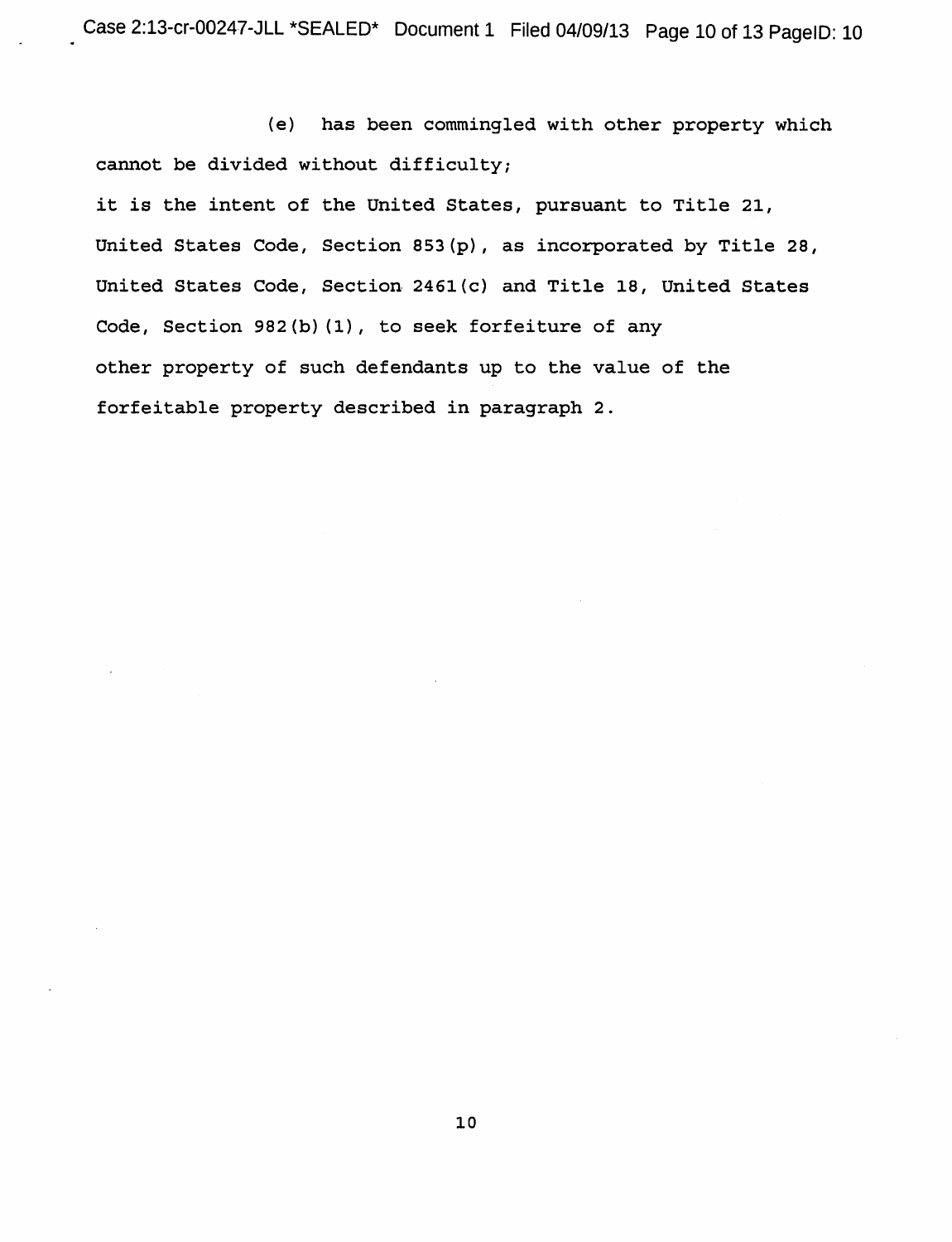(e) has been commingled with other property which cannot be divided without difficulty;

it is the intent of the United States, pursuant to Title 21, United States Code, Section 853(p), as incorporated by Title 28, United States Code, Section 2461(c) and Title 18, United States Code, Section 982(b)(1), to seek forfeiture of any other property of such defendants up to the value of the forfeitable property described in paragraph 2.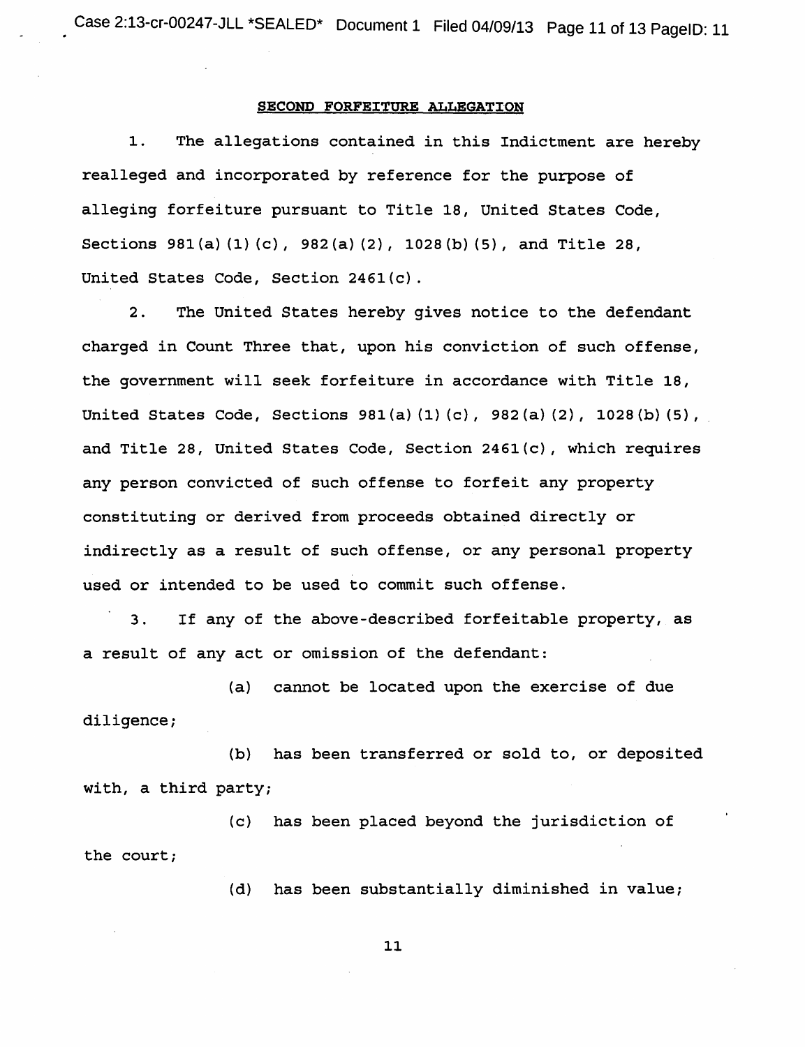## SECOND FORFEITURE ALLEGATION

1. The allegations contained in this Indictment are hereby realleged and incorporated by reference for the purpose of alleging forfeiture pursuant to Title 18, United States Code, Sections 981(a)(1)(c), 982(a)(2), 1028(b)(5), and Title 28, United States Code, Section 2461(c).

2. The United States hereby gives notice to the defendant charged in Count Three that, upon his conviction of such offense, the government will seek forfeiture in accordance with Title 18, United States Code, Sections 981(a)(1)(c), 982(a)(2), 1028(b)(5), and Title 28, United States Code, Section 2461(c), which requires any person convicted of such offense to forfeit any property constituting or derived from proceeds obtained directly or indirectly as a result of such offense, or any personal property used or intended to be used to commit such offense.

3. If any of the above-described forfeitable property, as a result of any act or omission of the defendant:

(a) cannot be located upon the exercise of due diligence;

(b) has been transferred or sold to, or deposited with, a third party;

(c) has been placed beyond the jurisdiction of the court;

(d) has been substantially diminished in value;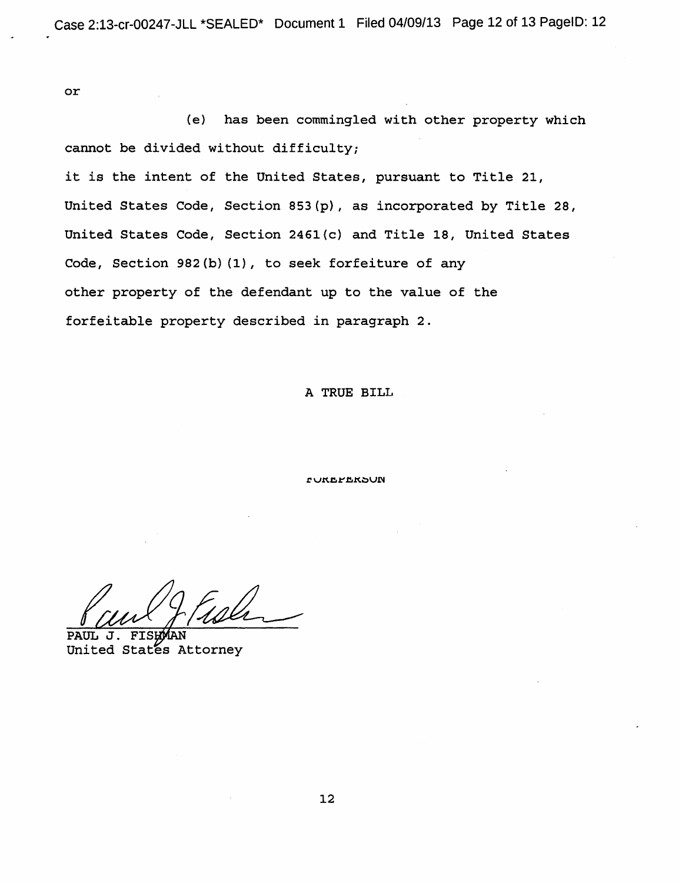or

(e) has been commingled with other property which cannot be divided without difficulty;

it is the intent of the United States, pursuant to Title 21, United States Code, Section 853(p), as incorporated by Title 28, United States Code, Section 2461(c) and Title 18, United States Code, Section 982(b)(1), to seek forfeiture of any other property of the defendant up to the value of the forfeitable property described in paragraph 2.

A TRUE BILL

FOREPERSON

PAUL J. FISHMAN
United States Attorney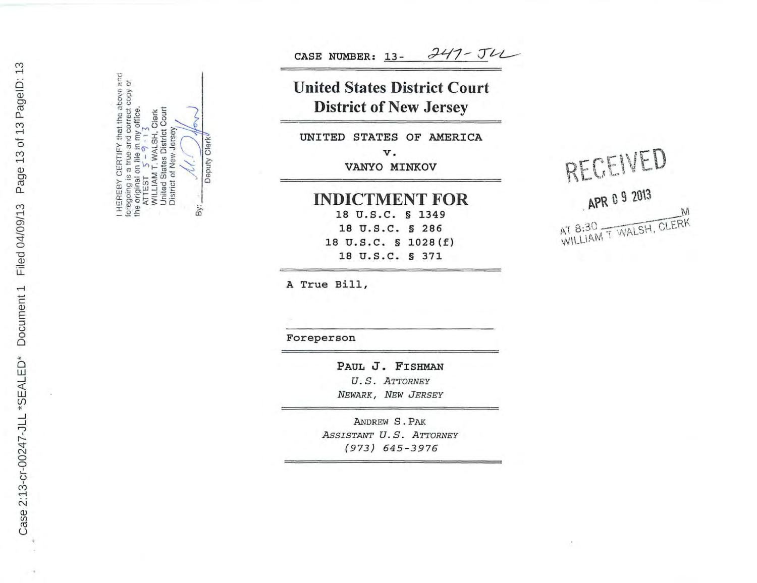CASE NUMBER: 13- 247-JLL

## United States District Court
## District of New Jersey

UNITED STATES OF AMERICA

v.

VANYO MINKOV

# INDICTMENT FOR

18 U.S.C. § 1349

18 U.S.C. § 286

18 U.S.C. § 1028(f)

18 U.S.C. § 371

A True Bill,

Foreperson

**PAUL J. FISHMAN**
*U.S. ATTORNEY*
*NEWARK, NEW JERSEY*

ANDREW S. PAK
*ASSISTANT U.S. ATTORNEY*
*(973) 645-3976*

I HEREBY CERTIFY that the above and foregoing is a true and correct copy of the original on file in my office.
ATTEST 5-9-13
WILLIAM T. WALSH, Clerk
United States District Court
District of New Jersey

By: ______
Deputy Clerk

RECEIVED
APR 09 2013
AT 8:30 ______M
WILLIAM T. WALSH, CLERK